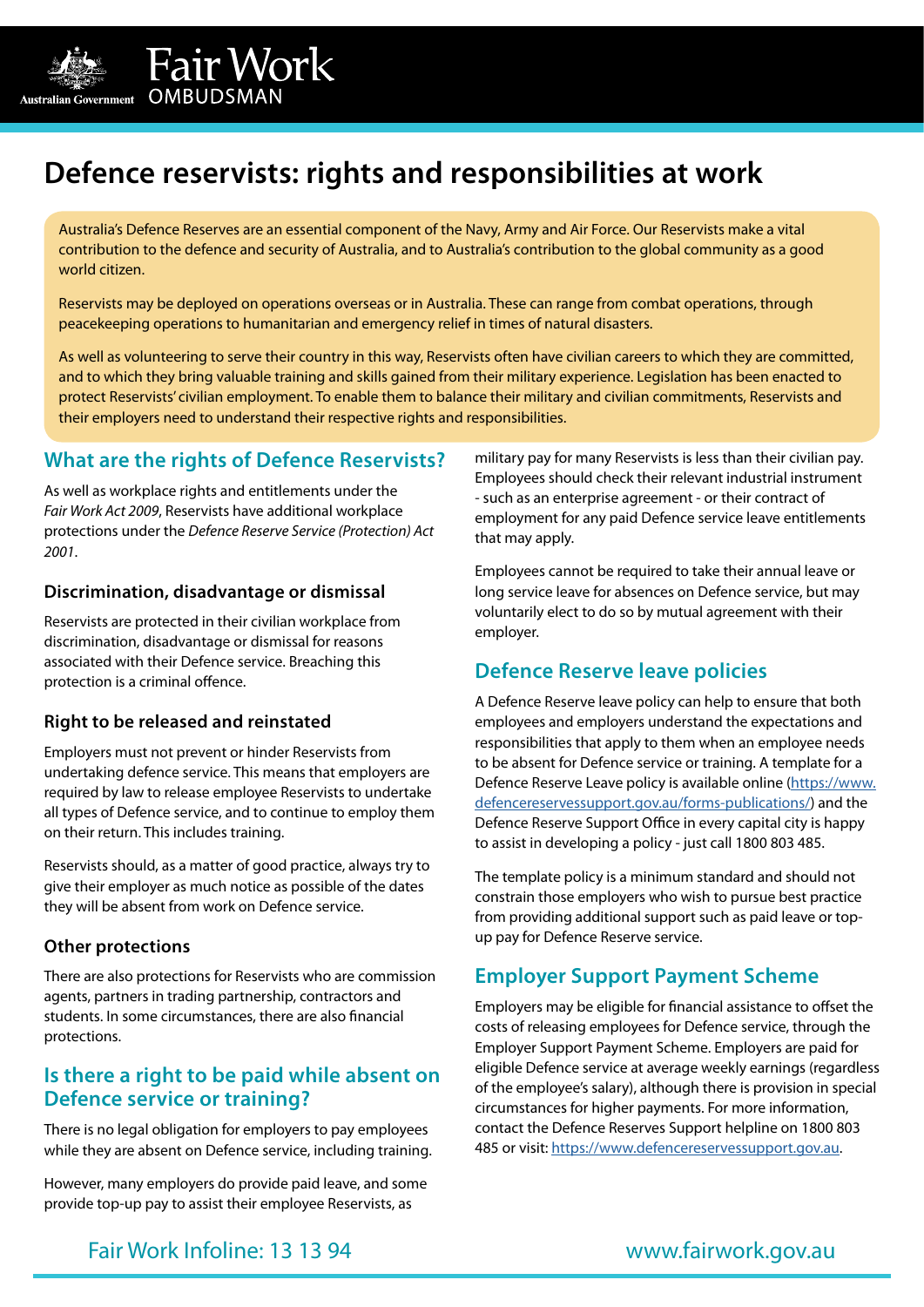# Defence reservists: rights and responsibilities at work

Australia's Defence Reserves are an essential component of the Navy, Army and Air Force. Our Reservists make a vital contribution to the defence and security of Australia, and to Australia's contribution to the global community as a good world citizen.

Reservists may be deployed on operations overseas or in Australia. These can range from combat operations, through peacekeeping operations to humanitarian and emergency relief in times of natural disasters.

As well as volunteering to serve their country in this way, Reservists often have civilian careers to which they are committed, and to which they bring valuable training and skills gained from their military experience. Legislation has been enacted to protect Reservists' civilian employment. To enable them to balance their military and civilian commitments, Reservists and their employers need to understand their respective rights and responsibilities.

## What are the rights of Defence Reservists?

As well as workplace rights and entitlements under the *Fair Work Act 2009*, Reservists have additional workplace protections under the *Defence Reserve Service (Protection) Act 2001*.

### Discrimination, disadvantage or dismissal

Reservists are protected in their civilian workplace from discrimination, disadvantage or dismissal for reasons associated with their Defence service. Breaching this protection is a criminal offence.

### Right to be released and reinstated

Employers must not prevent or hinder Reservists from undertaking defence service. This means that employers are required by law to release employee Reservists to undertake all types of Defence service, and to continue to employ them on their return. This includes training.

Reservists should, as a matter of good practice, always try to give their employer as much notice as possible of the dates they will be absent from work on Defence service.

### Other protections

There are also protections for Reservists who are commission agents, partners in trading partnership, contractors and students. In some circumstances, there are also financial protections.

## Is there a right to be paid while absent on Defence service or training?

There is no legal obligation for employers to pay employees while they are absent on Defence service, including training.

However, many employers do provide paid leave, and some provide top-up pay to assist their employee Reservists, as military pay for many Reservists is less than their civilian pay. Employees should check their relevant industrial instrument - such as an enterprise agreement - or their contract of employment for any paid Defence service leave entitlements that may apply.

Employees cannot be required to take their annual leave or long service leave for absences on Defence service, but may voluntarily elect to do so by mutual agreement with their employer.

## Defence Reserve leave policies

A Defence Reserve leave policy can help to ensure that both employees and employers understand the expectations and responsibilities that apply to them when an employee needs to be absent for Defence service or training. A template for a Defence Reserve Leave policy is available online (https://www.defencereservessupport.gov.au/forms-publications/) and the Defence Reserve Support Office in every capital city is happy to assist in developing a policy - just call 1800 803 485.

The template policy is a minimum standard and should not constrain those employers who wish to pursue best practice from providing additional support such as paid leave or top-up pay for Defence Reserve service.

## Employer Support Payment Scheme

Employers may be eligible for financial assistance to offset the costs of releasing employees for Defence service, through the Employer Support Payment Scheme. Employers are paid for eligible Defence service at average weekly earnings (regardless of the employee's salary), although there is provision in special circumstances for higher payments. For more information, contact the Defence Reserves Support helpline on 1800 803 485 or visit: https://www.defencereservessupport.gov.au.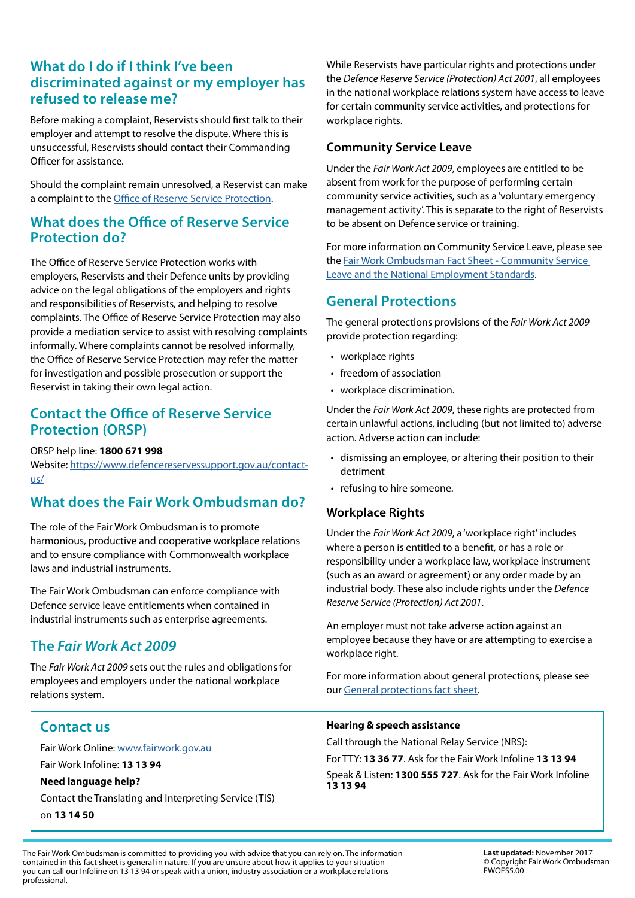## What do I do if I think I've been discriminated against or my employer has refused to release me?

Before making a complaint, Reservists should first talk to their employer and attempt to resolve the dispute. Where this is unsuccessful, Reservists should contact their Commanding Officer for assistance.

Should the complaint remain unresolved, a Reservist can make a complaint to the [Office of Reserve Service Protection](https://www.defencereservessupport.gov.au/contact-us/).

## What does the Office of Reserve Service Protection do?

The Office of Reserve Service Protection works with employers, Reservists and their Defence units by providing advice on the legal obligations of the employers and rights and responsibilities of Reservists, and helping to resolve complaints. The Office of Reserve Service Protection may also provide a mediation service to assist with resolving complaints informally. Where complaints cannot be resolved informally, the Office of Reserve Service Protection may refer the matter for investigation and possible prosecution or support the Reservist in taking their own legal action.

## Contact the Office of Reserve Service Protection (ORSP)

ORSP help line: **1800 671 998**
Website: [https://www.defencereservessupport.gov.au/contact-us/](https://www.defencereservessupport.gov.au/contact-us/)

## What does the Fair Work Ombudsman do?

The role of the Fair Work Ombudsman is to promote harmonious, productive and cooperative workplace relations and to ensure compliance with Commonwealth workplace laws and industrial instruments.

The Fair Work Ombudsman can enforce compliance with Defence service leave entitlements when contained in industrial instruments such as enterprise agreements.

## The *Fair Work Act 2009*

The *Fair Work Act 2009* sets out the rules and obligations for employees and employers under the national workplace relations system.

While Reservists have particular rights and protections under the *Defence Reserve Service (Protection) Act 2001*, all employees in the national workplace relations system have access to leave for certain community service activities, and protections for workplace rights.

### Community Service Leave

Under the *Fair Work Act 2009*, employees are entitled to be absent from work for the purpose of performing certain community service activities, such as a 'voluntary emergency management activity'. This is separate to the right of Reservists to be absent on Defence service or training.

For more information on Community Service Leave, please see the [Fair Work Ombudsman Fact Sheet - Community Service Leave and the National Employment Standards](#).

## General Protections

The general protections provisions of the *Fair Work Act 2009* provide protection regarding:

- workplace rights
- freedom of association
- workplace discrimination.

Under the *Fair Work Act 2009*, these rights are protected from certain unlawful actions, including (but not limited to) adverse action. Adverse action can include:

- dismissing an employee, or altering their position to their detriment
- refusing to hire someone.

### Workplace Rights

Under the *Fair Work Act 2009*, a 'workplace right' includes where a person is entitled to a benefit, or has a role or responsibility under a workplace law, workplace instrument (such as an award or agreement) or any order made by an industrial body. These also include rights under the *Defence Reserve Service (Protection) Act 2001*.

An employer must not take adverse action against an employee because they have or are attempting to exercise a workplace right.

For more information about general protections, please see our [General protections fact sheet](#).

## Contact us

Fair Work Online: [www.fairwork.gov.au](http://www.fairwork.gov.au)

Fair Work Infoline: **13 13 94**

**Need language help?**

Contact the Translating and Interpreting Service (TIS) on **13 14 50**

**Hearing & speech assistance**

Call through the National Relay Service (NRS):

For TTY: **13 36 77**. Ask for the Fair Work Infoline **13 13 94**

Speak & Listen: **1300 555 727**. Ask for the Fair Work Infoline **13 13 94**

The Fair Work Ombudsman is committed to providing you with advice that you can rely on. The information contained in this fact sheet is general in nature. If you are unsure about how it applies to your situation you can call our Infoline on 13 13 94 or speak with a union, industry association or a workplace relations professional.

**Last updated:** November 2017
© Copyright Fair Work Ombudsman
FWOFS5.00